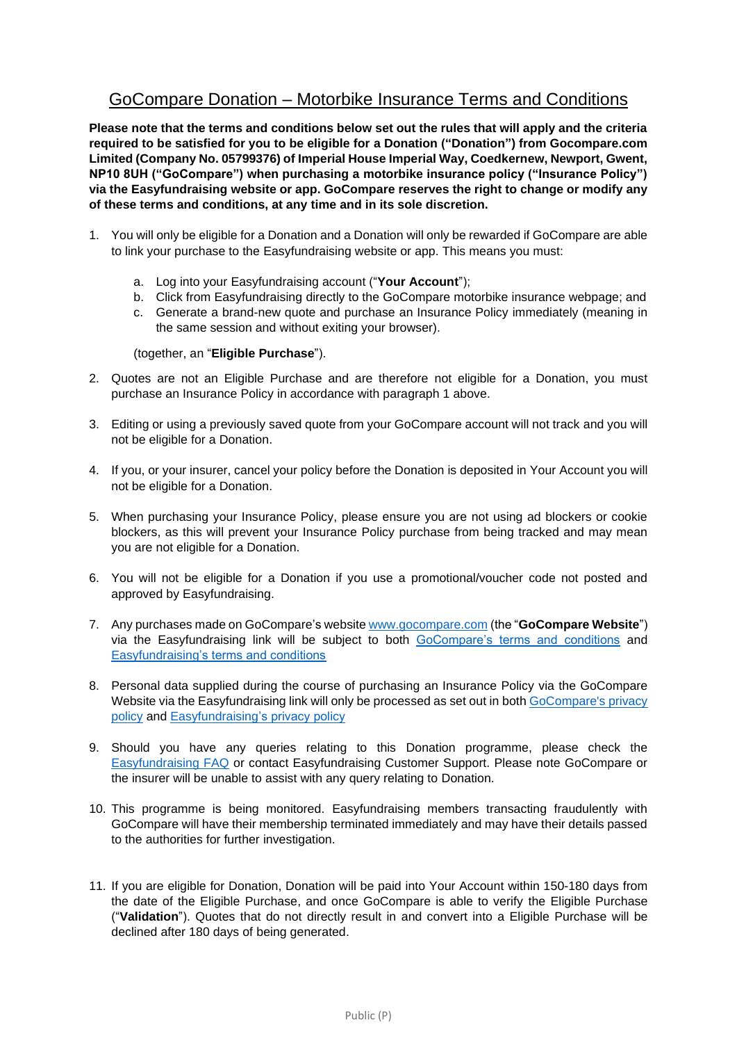# GoCompare Donation – Motorbike Insurance Terms and Conditions

**Please note that the terms and conditions below set out the rules that will apply and the criteria required to be satisfied for you to be eligible for a Donation ("Donation") from Gocompare.com Limited (Company No. 05799376) of Imperial House Imperial Way, Coedkernew, Newport, Gwent, NP10 8UH ("GoCompare") when purchasing a motorbike insurance policy ("Insurance Policy") via the Easyfundraising website or app. GoCompare reserves the right to change or modify any of these terms and conditions, at any time and in its sole discretion.**

1. You will only be eligible for a Donation and a Donation will only be rewarded if GoCompare are able to link your purchase to the Easyfundraising website or app. This means you must:

   a. Log into your Easyfundraising account ("**Your Account**");
   b. Click from Easyfundraising directly to the GoCompare motorbike insurance webpage; and
   c. Generate a brand-new quote and purchase an Insurance Policy immediately (meaning in the same session and without exiting your browser).

   (together, an "**Eligible Purchase**").

2. Quotes are not an Eligible Purchase and are therefore not eligible for a Donation, you must purchase an Insurance Policy in accordance with paragraph 1 above.

3. Editing or using a previously saved quote from your GoCompare account will not track and you will not be eligible for a Donation.

4. If you, or your insurer, cancel your policy before the Donation is deposited in Your Account you will not be eligible for a Donation.

5. When purchasing your Insurance Policy, please ensure you are not using ad blockers or cookie blockers, as this will prevent your Insurance Policy purchase from being tracked and may mean you are not eligible for a Donation.

6. You will not be eligible for a Donation if you use a promotional/voucher code not posted and approved by Easyfundraising.

7. Any purchases made on GoCompare's website www.gocompare.com (the "**GoCompare Website**") via the Easyfundraising link will be subject to both GoCompare's terms and conditions and Easyfundraising's terms and conditions

8. Personal data supplied during the course of purchasing an Insurance Policy via the GoCompare Website via the Easyfundraising link will only be processed as set out in both GoCompare's privacy policy and Easyfundraising's privacy policy

9. Should you have any queries relating to this Donation programme, please check the Easyfundraising FAQ or contact Easyfundraising Customer Support. Please note GoCompare or the insurer will be unable to assist with any query relating to Donation.

10. This programme is being monitored. Easyfundraising members transacting fraudulently with GoCompare will have their membership terminated immediately and may have their details passed to the authorities for further investigation.

11. If you are eligible for Donation, Donation will be paid into Your Account within 150-180 days from the date of the Eligible Purchase, and once GoCompare is able to verify the Eligible Purchase ("**Validation**"). Quotes that do not directly result in and convert into a Eligible Purchase will be declined after 180 days of being generated.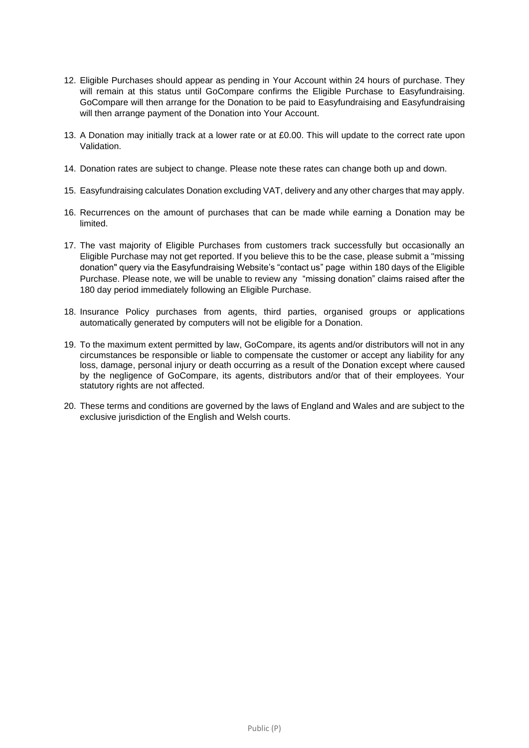12. Eligible Purchases should appear as pending in Your Account within 24 hours of purchase. They will remain at this status until GoCompare confirms the Eligible Purchase to Easyfundraising. GoCompare will then arrange for the Donation to be paid to Easyfundraising and Easyfundraising will then arrange payment of the Donation into Your Account.

13. A Donation may initially track at a lower rate or at £0.00. This will update to the correct rate upon Validation.

14. Donation rates are subject to change. Please note these rates can change both up and down.

15. Easyfundraising calculates Donation excluding VAT, delivery and any other charges that may apply.

16. Recurrences on the amount of purchases that can be made while earning a Donation may be limited.

17. The vast majority of Eligible Purchases from customers track successfully but occasionally an Eligible Purchase may not get reported. If you believe this to be the case, please submit a "missing donation" query via the Easyfundraising Website's "contact us" page within 180 days of the Eligible Purchase. Please note, we will be unable to review any "missing donation" claims raised after the 180 day period immediately following an Eligible Purchase.

18. Insurance Policy purchases from agents, third parties, organised groups or applications automatically generated by computers will not be eligible for a Donation.

19. To the maximum extent permitted by law, GoCompare, its agents and/or distributors will not in any circumstances be responsible or liable to compensate the customer or accept any liability for any loss, damage, personal injury or death occurring as a result of the Donation except where caused by the negligence of GoCompare, its agents, distributors and/or that of their employees. Your statutory rights are not affected.

20. These terms and conditions are governed by the laws of England and Wales and are subject to the exclusive jurisdiction of the English and Welsh courts.